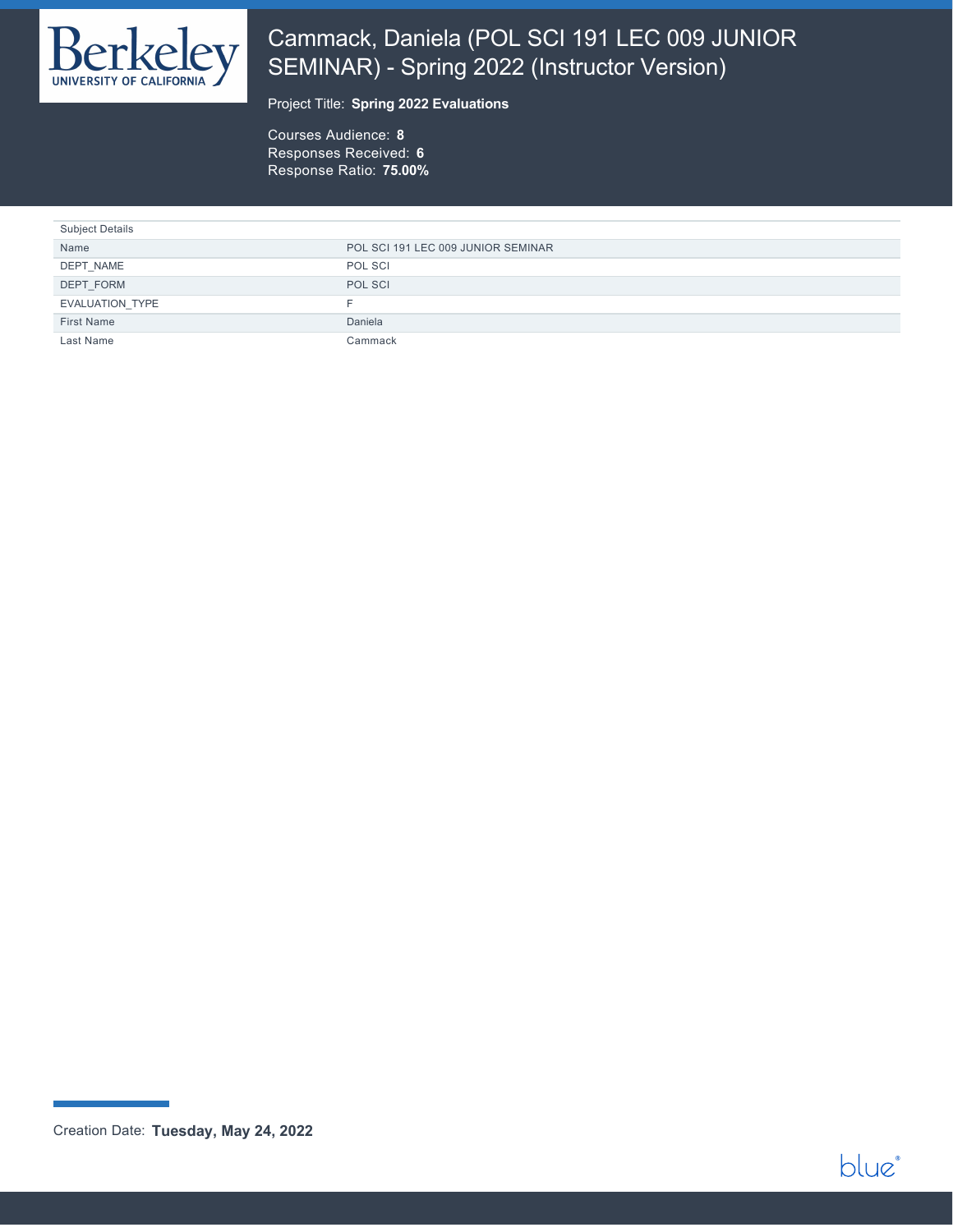# Cammack, Daniela (POL SCI 191 LEC 009 JUNIOR SEMINAR) - Spring 2022 (Instructor Version)

Project Title: **Spring 2022 Evaluations**

Courses Audience: **8**
Responses Received: **6**
Response Ratio: **75.00%**

| Subject Details | |
|---|---|
| Name | POL SCI 191 LEC 009 JUNIOR SEMINAR |
| DEPT_NAME | POL SCI |
| DEPT_FORM | POL SCI |
| EVALUATION_TYPE | F |
| First Name | Daniela |
| Last Name | Cammack |

Creation Date: **Tuesday, May 24, 2022**

blue®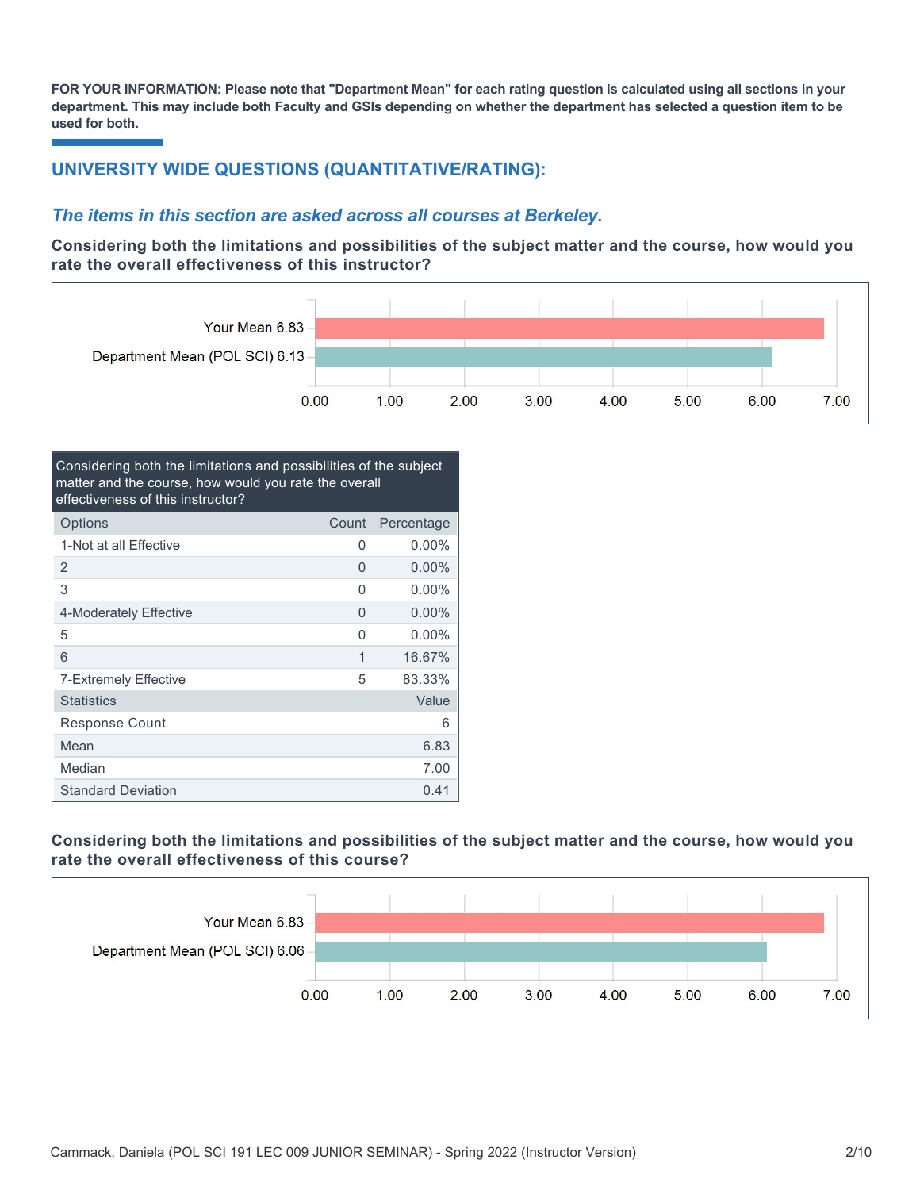**FOR YOUR INFORMATION: Please note that "Department Mean" for each rating question is calculated using all sections in your department. This may include both Faculty and GSIs depending on whether the department has selected a question item to be used for both.**

## UNIVERSITY WIDE QUESTIONS (QUANTITATIVE/RATING):

### *The items in this section are asked across all courses at Berkeley.*

**Considering both the limitations and possibilities of the subject matter and the course, how would you rate the overall effectiveness of this instructor?**

Your Mean 6.83

Department Mean (POL SCI) 6.13

0.00 1.00 2.00 3.00 4.00 5.00 6.00 7.00

| Considering both the limitations and possibilities of the subject matter and the course, how would you rate the overall effectiveness of this instructor? | | |
|---|---|---|
| Options | Count | Percentage |
| 1-Not at all Effective | 0 | 0.00% |
| 2 | 0 | 0.00% |
| 3 | 0 | 0.00% |
| 4-Moderately Effective | 0 | 0.00% |
| 5 | 0 | 0.00% |
| 6 | 1 | 16.67% |
| 7-Extremely Effective | 5 | 83.33% |
| Statistics | | Value |
| Response Count | | 6 |
| Mean | | 6.83 |
| Median | | 7.00 |
| Standard Deviation | | 0.41 |

**Considering both the limitations and possibilities of the subject matter and the course, how would you rate the overall effectiveness of this course?**

Your Mean 6.83

Department Mean (POL SCI) 6.06

0.00 1.00 2.00 3.00 4.00 5.00 6.00 7.00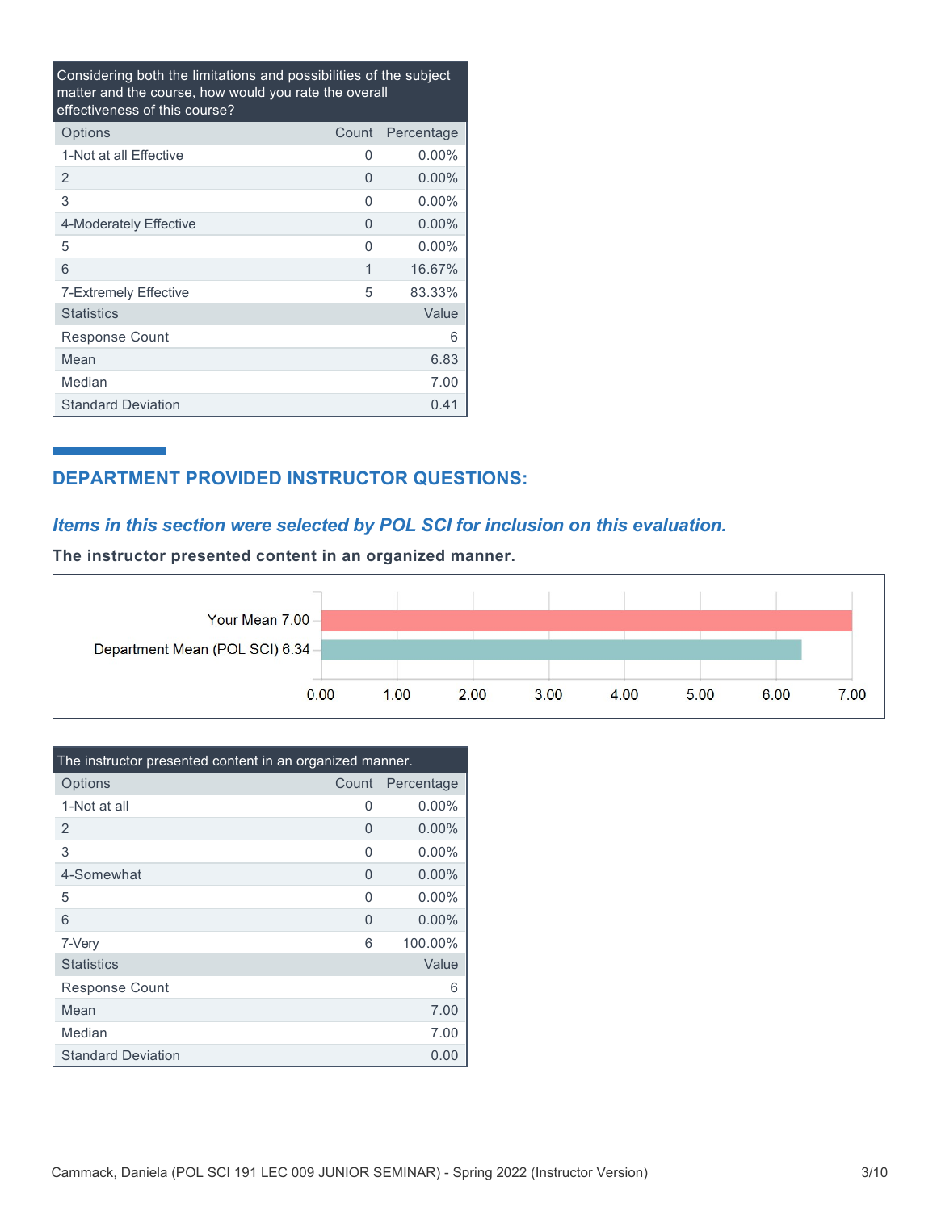| Considering both the limitations and possibilities of the subject matter and the course, how would you rate the overall effectiveness of this course? | | |
|---|---|---|
| Options | Count | Percentage |
| 1-Not at all Effective | 0 | 0.00% |
| 2 | 0 | 0.00% |
| 3 | 0 | 0.00% |
| 4-Moderately Effective | 0 | 0.00% |
| 5 | 0 | 0.00% |
| 6 | 1 | 16.67% |
| 7-Extremely Effective | 5 | 83.33% |
| Statistics | | Value |
| Response Count | | 6 |
| Mean | | 6.83 |
| Median | | 7.00 |
| Standard Deviation | | 0.41 |

## DEPARTMENT PROVIDED INSTRUCTOR QUESTIONS:

*Items in this section were selected by POL SCI for inclusion on this evaluation.*

**The instructor presented content in an organized manner.**

| | Mean |
|---|---|
| Your Mean | 7.00 |
| Department Mean (POL SCI) | 6.34 |

| The instructor presented content in an organized manner. | | |
|---|---|---|
| Options | Count | Percentage |
| 1-Not at all | 0 | 0.00% |
| 2 | 0 | 0.00% |
| 3 | 0 | 0.00% |
| 4-Somewhat | 0 | 0.00% |
| 5 | 0 | 0.00% |
| 6 | 0 | 0.00% |
| 7-Very | 6 | 100.00% |
| Statistics | | Value |
| Response Count | | 6 |
| Mean | | 7.00 |
| Median | | 7.00 |
| Standard Deviation | | 0.00 |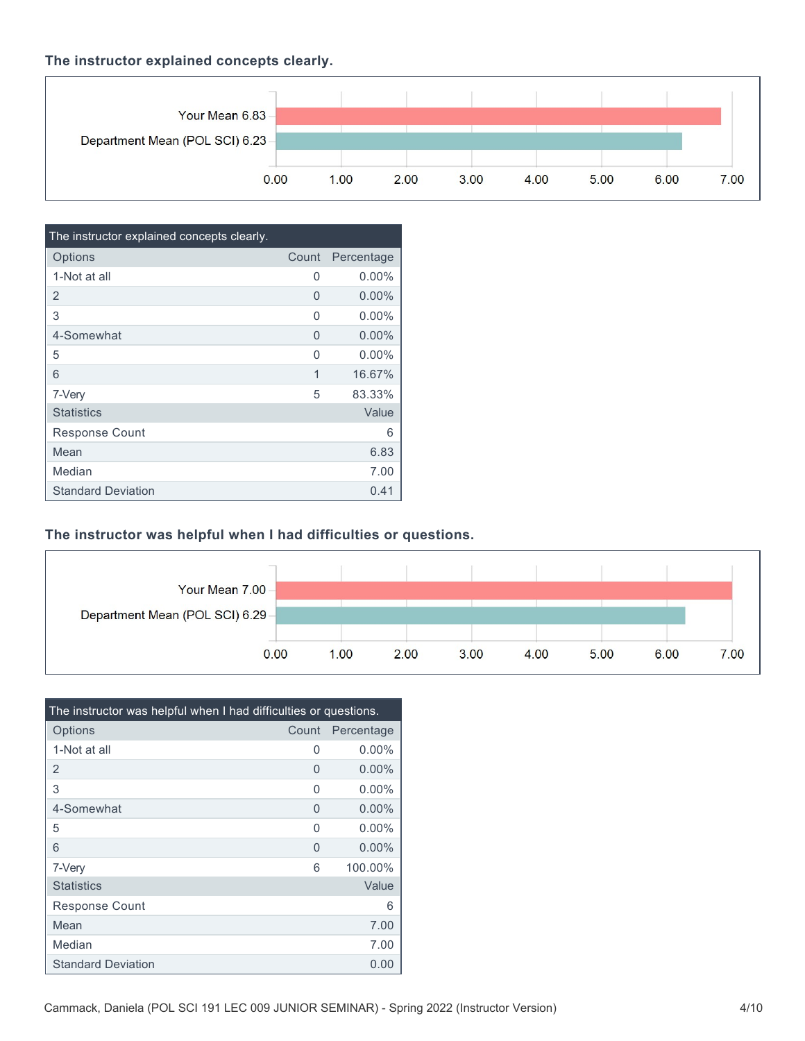### The instructor explained concepts clearly.

Your Mean 6.83

Department Mean (POL SCI) 6.23

| The instructor explained concepts clearly. | | |
|---|---|---|
| Options | Count | Percentage |
| 1-Not at all | 0 | 0.00% |
| 2 | 0 | 0.00% |
| 3 | 0 | 0.00% |
| 4-Somewhat | 0 | 0.00% |
| 5 | 0 | 0.00% |
| 6 | 1 | 16.67% |
| 7-Very | 5 | 83.33% |
| Statistics | | Value |
| Response Count | | 6 |
| Mean | | 6.83 |
| Median | | 7.00 |
| Standard Deviation | | 0.41 |

### The instructor was helpful when I had difficulties or questions.

Your Mean 7.00

Department Mean (POL SCI) 6.29

| The instructor was helpful when I had difficulties or questions. | | |
|---|---|---|
| Options | Count | Percentage |
| 1-Not at all | 0 | 0.00% |
| 2 | 0 | 0.00% |
| 3 | 0 | 0.00% |
| 4-Somewhat | 0 | 0.00% |
| 5 | 0 | 0.00% |
| 6 | 0 | 0.00% |
| 7-Very | 6 | 100.00% |
| Statistics | | Value |
| Response Count | | 6 |
| Mean | | 7.00 |
| Median | | 7.00 |
| Standard Deviation | | 0.00 |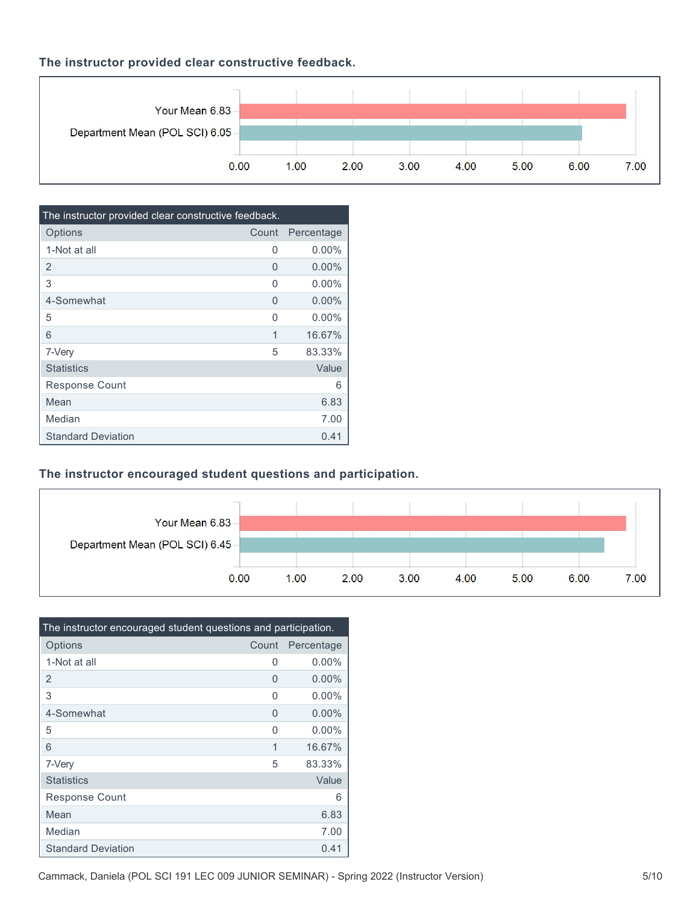### The instructor provided clear constructive feedback.

Your Mean 6.83

Department Mean (POL SCI) 6.05

0.00 1.00 2.00 3.00 4.00 5.00 6.00 7.00

| The instructor provided clear constructive feedback. | | |
|---|---|---|
| Options | Count | Percentage |
| 1-Not at all | 0 | 0.00% |
| 2 | 0 | 0.00% |
| 3 | 0 | 0.00% |
| 4-Somewhat | 0 | 0.00% |
| 5 | 0 | 0.00% |
| 6 | 1 | 16.67% |
| 7-Very | 5 | 83.33% |
| Statistics | | Value |
| Response Count | | 6 |
| Mean | | 6.83 |
| Median | | 7.00 |
| Standard Deviation | | 0.41 |

### The instructor encouraged student questions and participation.

Your Mean 6.83

Department Mean (POL SCI) 6.45

0.00 1.00 2.00 3.00 4.00 5.00 6.00 7.00

| The instructor encouraged student questions and participation. | | |
|---|---|---|
| Options | Count | Percentage |
| 1-Not at all | 0 | 0.00% |
| 2 | 0 | 0.00% |
| 3 | 0 | 0.00% |
| 4-Somewhat | 0 | 0.00% |
| 5 | 0 | 0.00% |
| 6 | 1 | 16.67% |
| 7-Very | 5 | 83.33% |
| Statistics | | Value |
| Response Count | | 6 |
| Mean | | 6.83 |
| Median | | 7.00 |
| Standard Deviation | | 0.41 |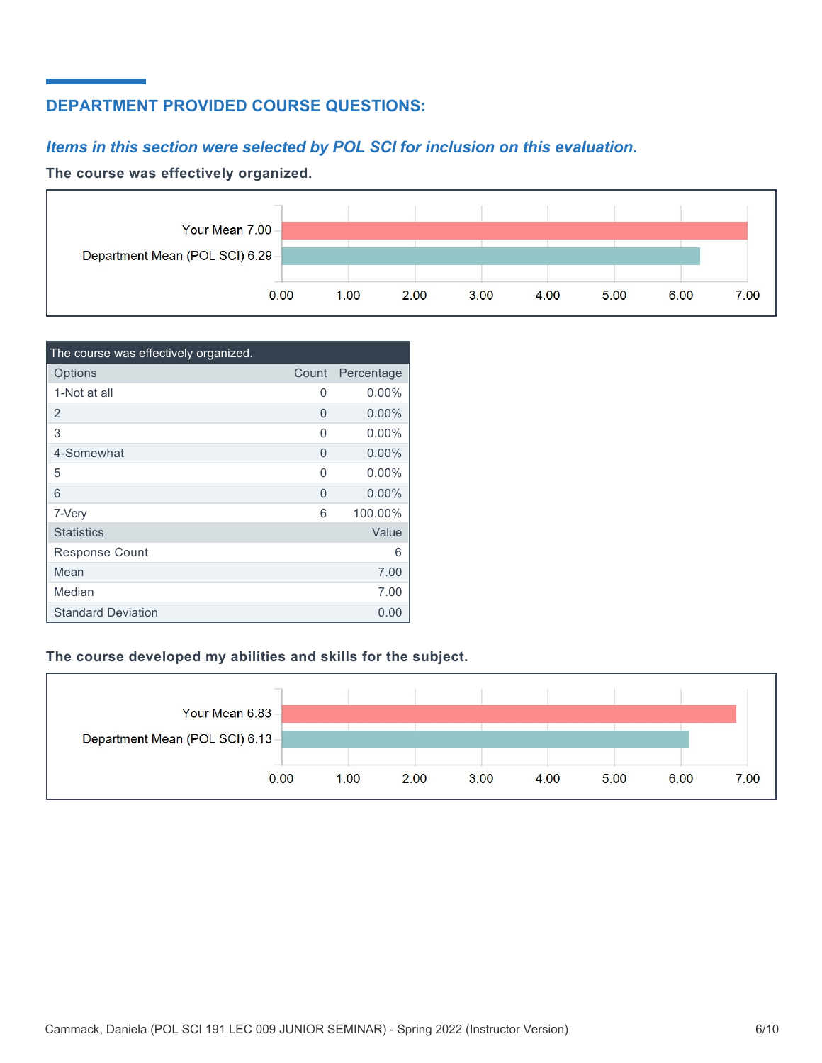## DEPARTMENT PROVIDED COURSE QUESTIONS:

### *Items in this section were selected by POL SCI for inclusion on this evaluation.*

**The course was effectively organized.**

| | Mean |
|---|---|
| Your Mean | 7.00 |
| Department Mean (POL SCI) | 6.29 |

| The course was effectively organized. | | |
|---|---|---|
| Options | Count | Percentage |
| 1-Not at all | 0 | 0.00% |
| 2 | 0 | 0.00% |
| 3 | 0 | 0.00% |
| 4-Somewhat | 0 | 0.00% |
| 5 | 0 | 0.00% |
| 6 | 0 | 0.00% |
| 7-Very | 6 | 100.00% |
| Statistics | | Value |
| Response Count | | 6 |
| Mean | | 7.00 |
| Median | | 7.00 |
| Standard Deviation | | 0.00 |

**The course developed my abilities and skills for the subject.**

| | Mean |
|---|---|
| Your Mean | 6.83 |
| Department Mean (POL SCI) | 6.13 |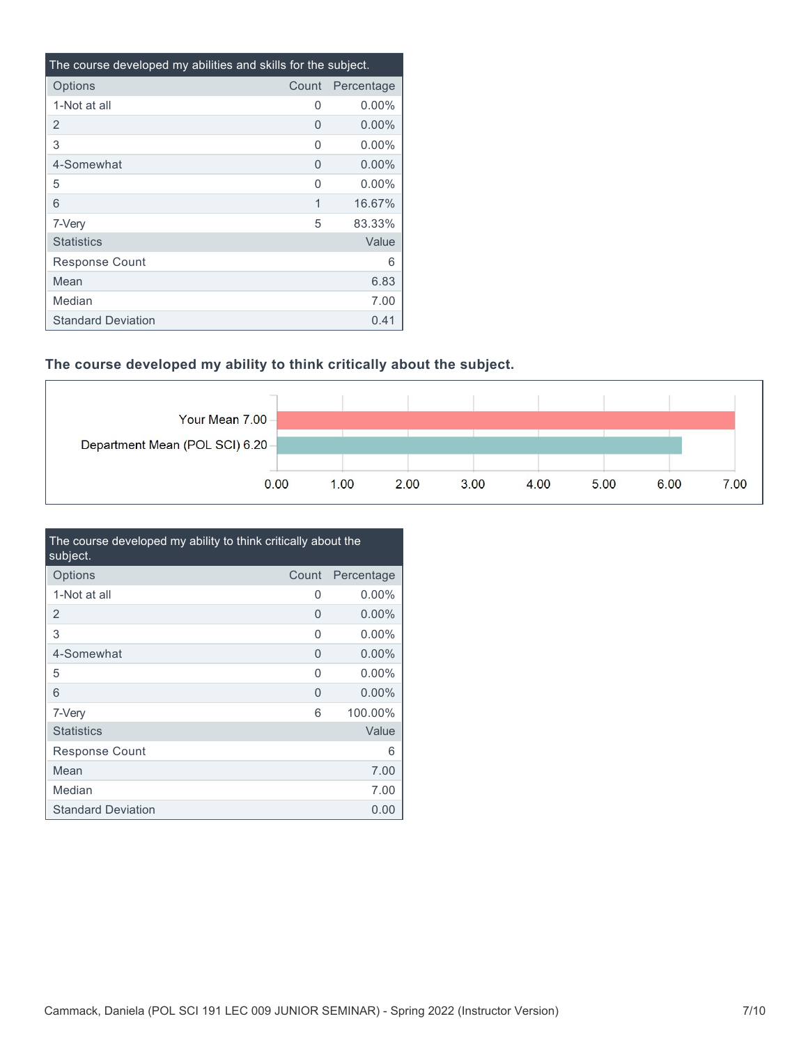| The course developed my abilities and skills for the subject. | | |
|---|---|---|
| Options | Count | Percentage |
| 1-Not at all | 0 | 0.00% |
| 2 | 0 | 0.00% |
| 3 | 0 | 0.00% |
| 4-Somewhat | 0 | 0.00% |
| 5 | 0 | 0.00% |
| 6 | 1 | 16.67% |
| 7-Very | 5 | 83.33% |
| Statistics | | Value |
| Response Count | | 6 |
| Mean | | 6.83 |
| Median | | 7.00 |
| Standard Deviation | | 0.41 |

### The course developed my ability to think critically about the subject.

Your Mean 7.00

Department Mean (POL SCI) 6.20

0.00 1.00 2.00 3.00 4.00 5.00 6.00 7.00

| The course developed my ability to think critically about the subject. | | |
|---|---|---|
| Options | Count | Percentage |
| 1-Not at all | 0 | 0.00% |
| 2 | 0 | 0.00% |
| 3 | 0 | 0.00% |
| 4-Somewhat | 0 | 0.00% |
| 5 | 0 | 0.00% |
| 6 | 0 | 0.00% |
| 7-Very | 6 | 100.00% |
| Statistics | | Value |
| Response Count | | 6 |
| Mean | | 7.00 |
| Median | | 7.00 |
| Standard Deviation | | 0.00 |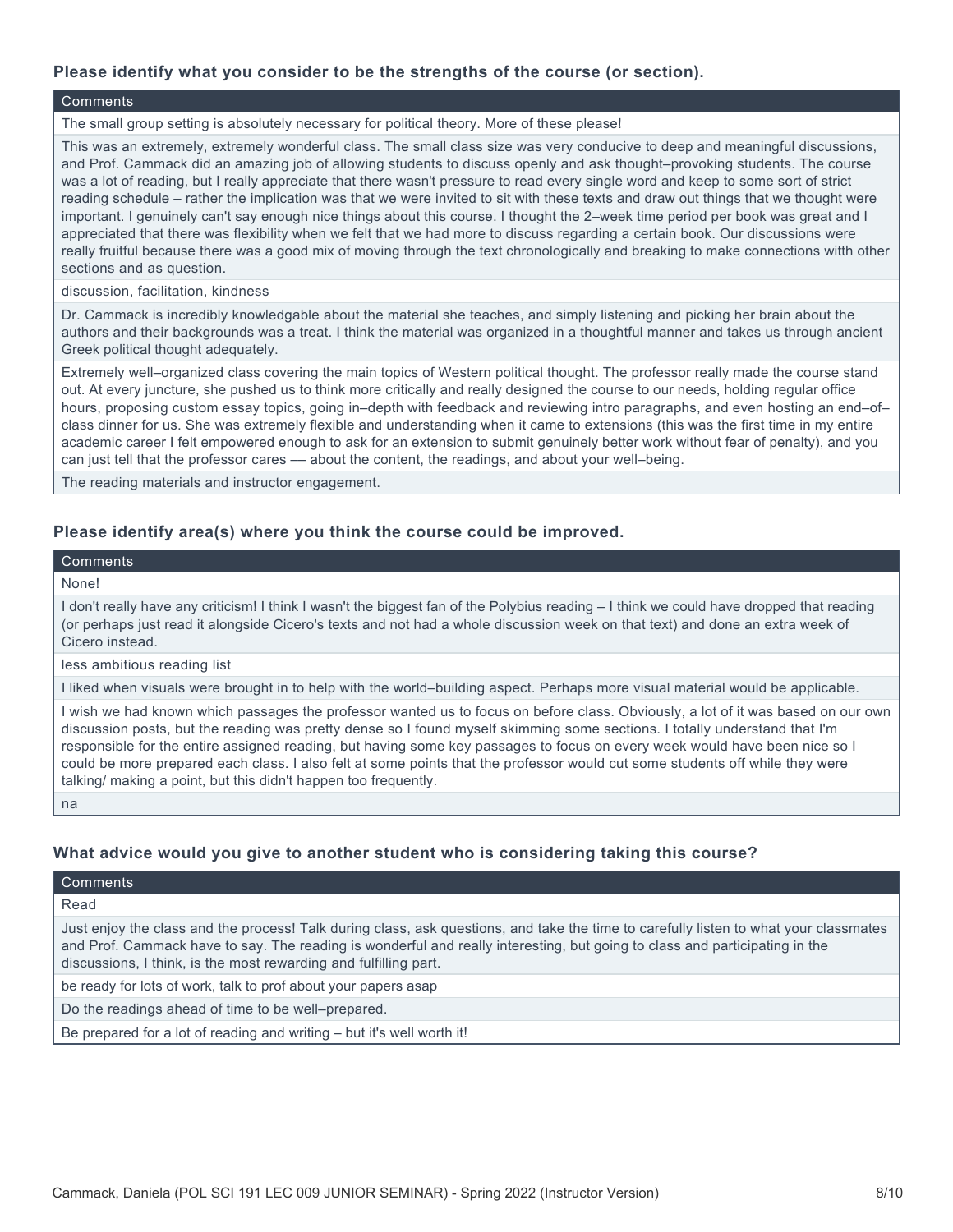**Please identify what you consider to be the strengths of the course (or section).**

| Comments |
| --- |
| The small group setting is absolutely necessary for political theory. More of these please! |
| This was an extremely, extremely wonderful class. The small class size was very conducive to deep and meaningful discussions, and Prof. Cammack did an amazing job of allowing students to discuss openly and ask thought–provoking students. The course was a lot of reading, but I really appreciate that there wasn't pressure to read every single word and keep to some sort of strict reading schedule – rather the implication was that we were invited to sit with these texts and draw out things that we thought were important. I genuinely can't say enough nice things about this course. I thought the 2–week time period per book was great and I appreciated that there was flexibility when we felt that we had more to discuss regarding a certain book. Our discussions were really fruitful because there was a good mix of moving through the text chronologically and breaking to make connections with other sections and as question. |
| discussion, facilitation, kindness |
| Dr. Cammack is incredibly knowledgable about the material she teaches, and simply listening and picking her brain about the authors and their backgrounds was a treat. I think the material was organized in a thoughtful manner and takes us through ancient Greek political thought adequately. |
| Extremely well–organized class covering the main topics of Western political thought. The professor really made the course stand out. At every juncture, she pushed us to think more critically and really designed the course to our needs, holding regular office hours, proposing custom essay topics, going in–depth with feedback and reviewing intro paragraphs, and even hosting an end–of–class dinner for us. She was extremely flexible and understanding when it came to extensions (this was the first time in my entire academic career I felt empowered enough to ask for an extension to submit genuinely better work without fear of penalty), and you can just tell that the professor cares — about the content, the readings, and about your well–being. |
| The reading materials and instructor engagement. |

**Please identify area(s) where you think the course could be improved.**

| Comments |
| --- |
| None! |
| I don't really have any criticism! I think I wasn't the biggest fan of the Polybius reading – I think we could have dropped that reading (or perhaps just read it alongside Cicero's texts and not had a whole discussion week on that text) and done an extra week of Cicero instead. |
| less ambitious reading list |
| I liked when visuals were brought in to help with the world–building aspect. Perhaps more visual material would be applicable. |
| I wish we had known which passages the professor wanted us to focus on before class. Obviously, a lot of it was based on our own discussion posts, but the reading was pretty dense so I found myself skimming some sections. I totally understand that I'm responsible for the entire assigned reading, but having some key passages to focus on every week would have been nice so I could be more prepared each class. I also felt at some points that the professor would cut some students off while they were talking/ making a point, but this didn't happen too frequently. |
| na |

**What advice would you give to another student who is considering taking this course?**

| Comments |
| --- |
| Read |
| Just enjoy the class and the process! Talk during class, ask questions, and take the time to carefully listen to what your classmates and Prof. Cammack have to say. The reading is wonderful and really interesting, but going to class and participating in the discussions, I think, is the most rewarding and fulfilling part. |
| be ready for lots of work, talk to prof about your papers asap |
| Do the readings ahead of time to be well–prepared. |
| Be prepared for a lot of reading and writing – but it's well worth it! |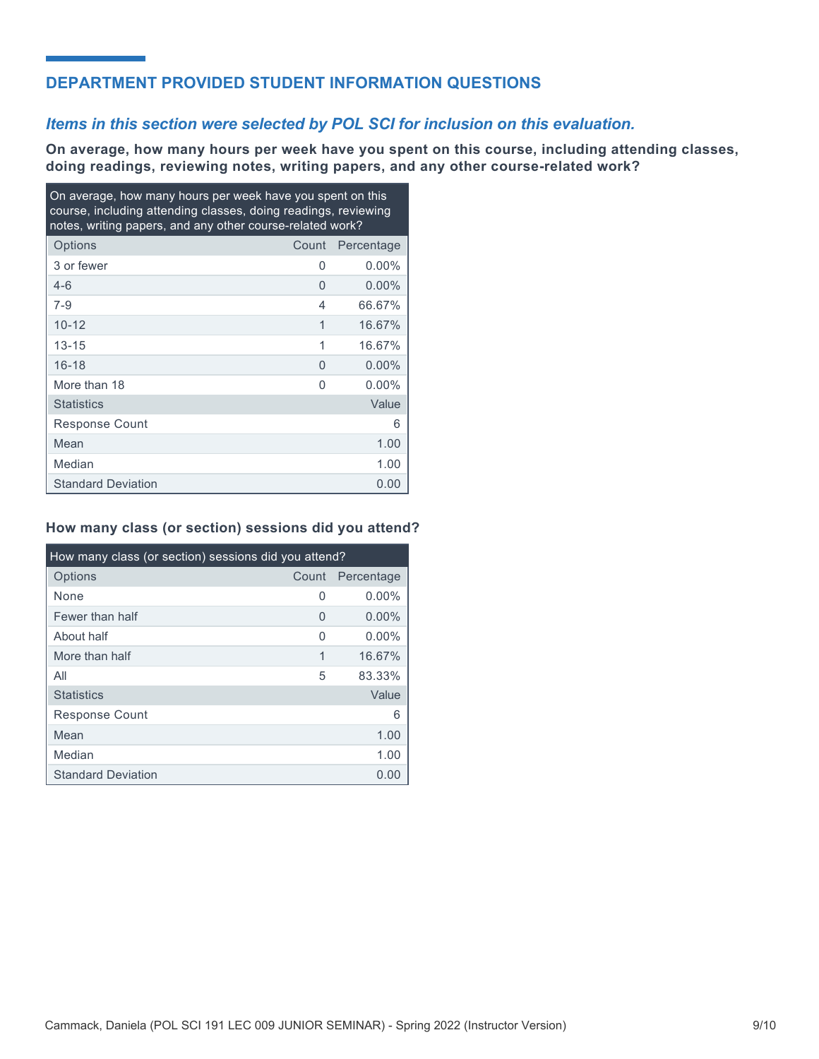## DEPARTMENT PROVIDED STUDENT INFORMATION QUESTIONS

### *Items in this section were selected by POL SCI for inclusion on this evaluation.*

**On average, how many hours per week have you spent on this course, including attending classes, doing readings, reviewing notes, writing papers, and any other course-related work?**

| On average, how many hours per week have you spent on this course, including attending classes, doing readings, reviewing notes, writing papers, and any other course-related work? | | |
|---|---|---|
| Options | Count | Percentage |
| 3 or fewer | 0 | 0.00% |
| 4-6 | 0 | 0.00% |
| 7-9 | 4 | 66.67% |
| 10-12 | 1 | 16.67% |
| 13-15 | 1 | 16.67% |
| 16-18 | 0 | 0.00% |
| More than 18 | 0 | 0.00% |
| Statistics | | Value |
| Response Count | | 6 |
| Mean | | 1.00 |
| Median | | 1.00 |
| Standard Deviation | | 0.00 |

**How many class (or section) sessions did you attend?**

| How many class (or section) sessions did you attend? | | |
|---|---|---|
| Options | Count | Percentage |
| None | 0 | 0.00% |
| Fewer than half | 0 | 0.00% |
| About half | 0 | 0.00% |
| More than half | 1 | 16.67% |
| All | 5 | 83.33% |
| Statistics | | Value |
| Response Count | | 6 |
| Mean | | 1.00 |
| Median | | 1.00 |
| Standard Deviation | | 0.00 |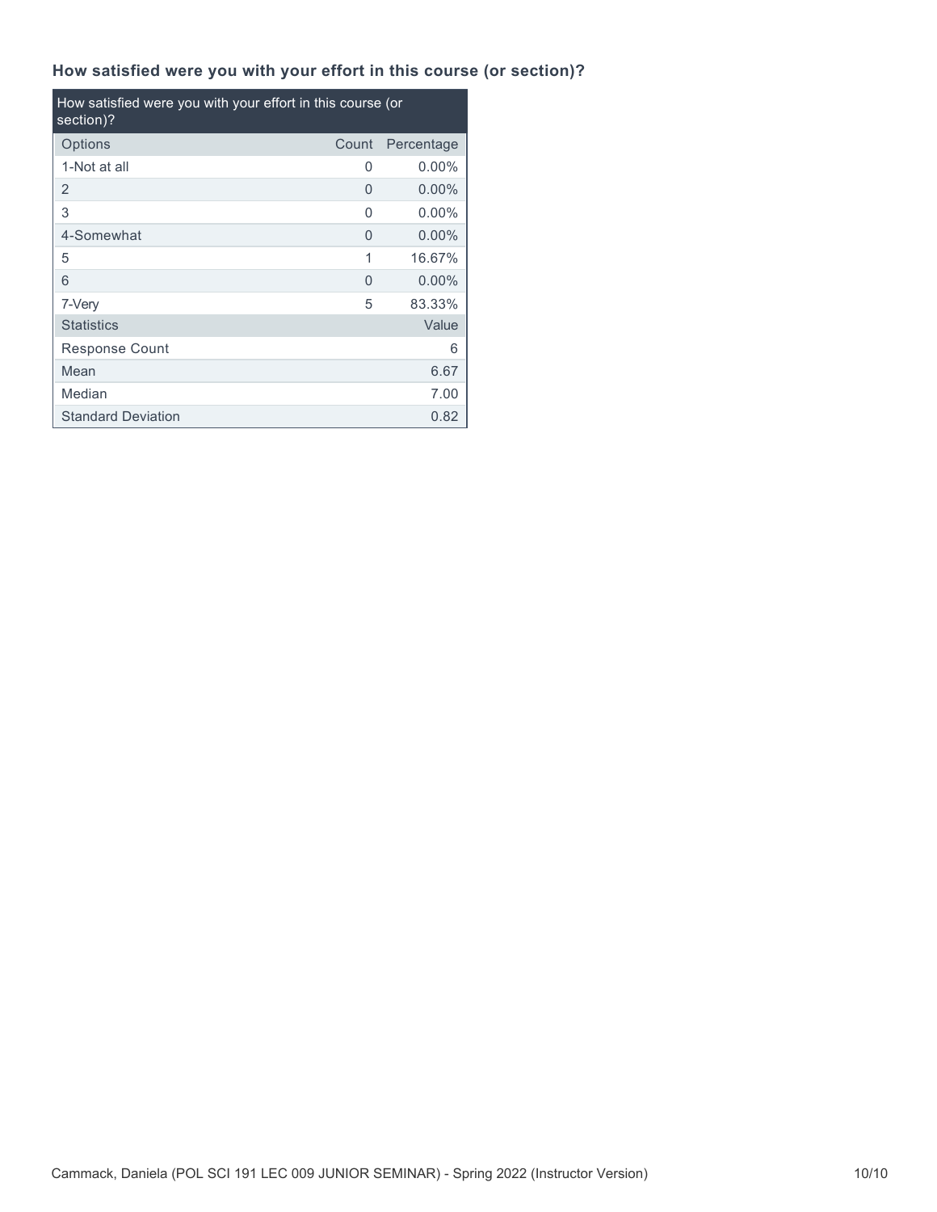### How satisfied were you with your effort in this course (or section)?

| How satisfied were you with your effort in this course (or section)? | | |
|---|---|---|
| Options | Count | Percentage |
| 1-Not at all | 0 | 0.00% |
| 2 | 0 | 0.00% |
| 3 | 0 | 0.00% |
| 4-Somewhat | 0 | 0.00% |
| 5 | 1 | 16.67% |
| 6 | 0 | 0.00% |
| 7-Very | 5 | 83.33% |
| Statistics | | Value |
| Response Count | | 6 |
| Mean | | 6.67 |
| Median | | 7.00 |
| Standard Deviation | | 0.82 |